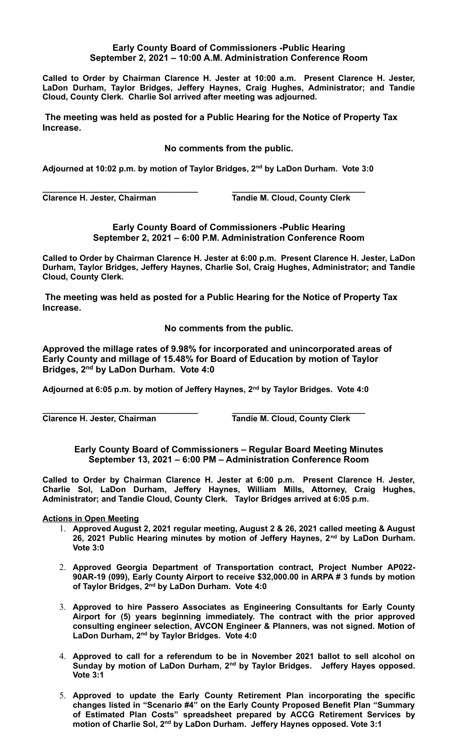**Early County Board of Commissioners -Public Hearing**
**September 2, 2021 – 10:00 A.M. Administration Conference Room**

**Called to Order by Chairman Clarence H. Jester at 10:00 a.m. Present Clarence H. Jester, LaDon Durham, Taylor Bridges, Jeffery Haynes, Craig Hughes, Administrator; and Tandie Cloud, County Clerk. Charlie Sol arrived after meeting was adjourned.**

**The meeting was held as posted for a Public Hearing for the Notice of Property Tax Increase.**

**No comments from the public.**

**Adjourned at 10:02 p.m. by motion of Taylor Bridges, 2nd by LaDon Durham. Vote 3:0**

**\_\_\_\_\_\_\_\_\_\_\_\_\_\_\_\_\_\_\_\_\_\_\_\_\_\_\_\_\_\_\_\_ \_\_\_\_\_\_\_\_\_\_\_\_\_\_\_\_\_\_\_\_\_\_\_\_\_\_\_\_**
**Clarence H. Jester, Chairman Tandie M. Cloud, County Clerk**

**Early County Board of Commissioners -Public Hearing**
**September 2, 2021 – 6:00 P.M. Administration Conference Room**

**Called to Order by Chairman Clarence H. Jester at 6:00 p.m. Present Clarence H. Jester, LaDon Durham, Taylor Bridges, Jeffery Haynes, Charlie Sol, Craig Hughes, Administrator; and Tandie Cloud, County Clerk.**

**The meeting was held as posted for a Public Hearing for the Notice of Property Tax Increase.**

**No comments from the public.**

**Approved the millage rates of 9.98% for incorporated and unincorporated areas of Early County and millage of 15.48% for Board of Education by motion of Taylor Bridges, 2nd by LaDon Durham. Vote 4:0**

**Adjourned at 6:05 p.m. by motion of Jeffery Haynes, 2nd by Taylor Bridges. Vote 4:0**

**\_\_\_\_\_\_\_\_\_\_\_\_\_\_\_\_\_\_\_\_\_\_\_\_\_\_\_\_\_\_\_\_ \_\_\_\_\_\_\_\_\_\_\_\_\_\_\_\_\_\_\_\_\_\_\_\_\_\_\_\_**
**Clarence H. Jester, Chairman Tandie M. Cloud, County Clerk**

**Early County Board of Commissioners – Regular Board Meeting Minutes**
**September 13, 2021 – 6:00 PM – Administration Conference Room**

**Called to Order by Chairman Clarence H. Jester at 6:00 p.m. Present Clarence H. Jester, Charlie Sol, LaDon Durham, Jeffery Haynes, William Mills, Attorney, Craig Hughes, Administrator; and Tandie Cloud, County Clerk. Taylor Bridges arrived at 6:05 p.m.**

**Actions in Open Meeting**

1. **Approved August 2, 2021 regular meeting, August 2 & 26, 2021 called meeting & August 26, 2021 Public Hearing minutes by motion of Jeffery Haynes, 2nd by LaDon Durham. Vote 3:0**
2. **Approved Georgia Department of Transportation contract, Project Number AP022-90AR-19 (099), Early County Airport to receive $32,000.00 in ARPA # 3 funds by motion of Taylor Bridges, 2nd by LaDon Durham. Vote 4:0**
3. **Approved to hire Passero Associates as Engineering Consultants for Early County Airport for (5) years beginning immediately. The contract with the prior approved consulting engineer selection, AVCON Engineer & Planners, was not signed. Motion of LaDon Durham, 2nd by Taylor Bridges. Vote 4:0**
4. **Approved to call for a referendum to be in November 2021 ballot to sell alcohol on Sunday by motion of LaDon Durham, 2nd by Taylor Bridges. Jeffery Hayes opposed. Vote 3:1**
5. **Approved to update the Early County Retirement Plan incorporating the specific changes listed in "Scenario #4" on the Early County Proposed Benefit Plan "Summary of Estimated Plan Costs" spreadsheet prepared by ACCG Retirement Services by motion of Charlie Sol, 2nd by LaDon Durham. Jeffery Haynes opposed. Vote 3:1**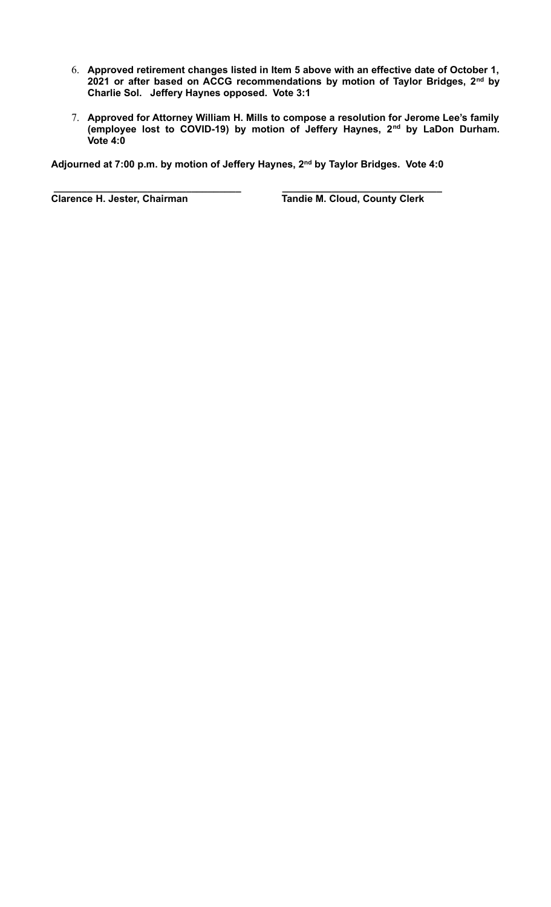6. **Approved retirement changes listed in Item 5 above with an effective date of October 1, 2021 or after based on ACCG recommendations by motion of Taylor Bridges, 2nd by Charlie Sol. Jeffery Haynes opposed. Vote 3:1**

7. **Approved for Attorney William H. Mills to compose a resolution for Jerome Lee's family (employee lost to COVID-19) by motion of Jeffery Haynes, 2nd by LaDon Durham. Vote 4:0**

**Adjourned at 7:00 p.m. by motion of Jeffery Haynes, 2nd by Taylor Bridges. Vote 4:0**

| | |
|---|---|
| ________________________________ | ____________________________ |
| **Clarence H. Jester, Chairman** | **Tandie M. Cloud, County Clerk** |